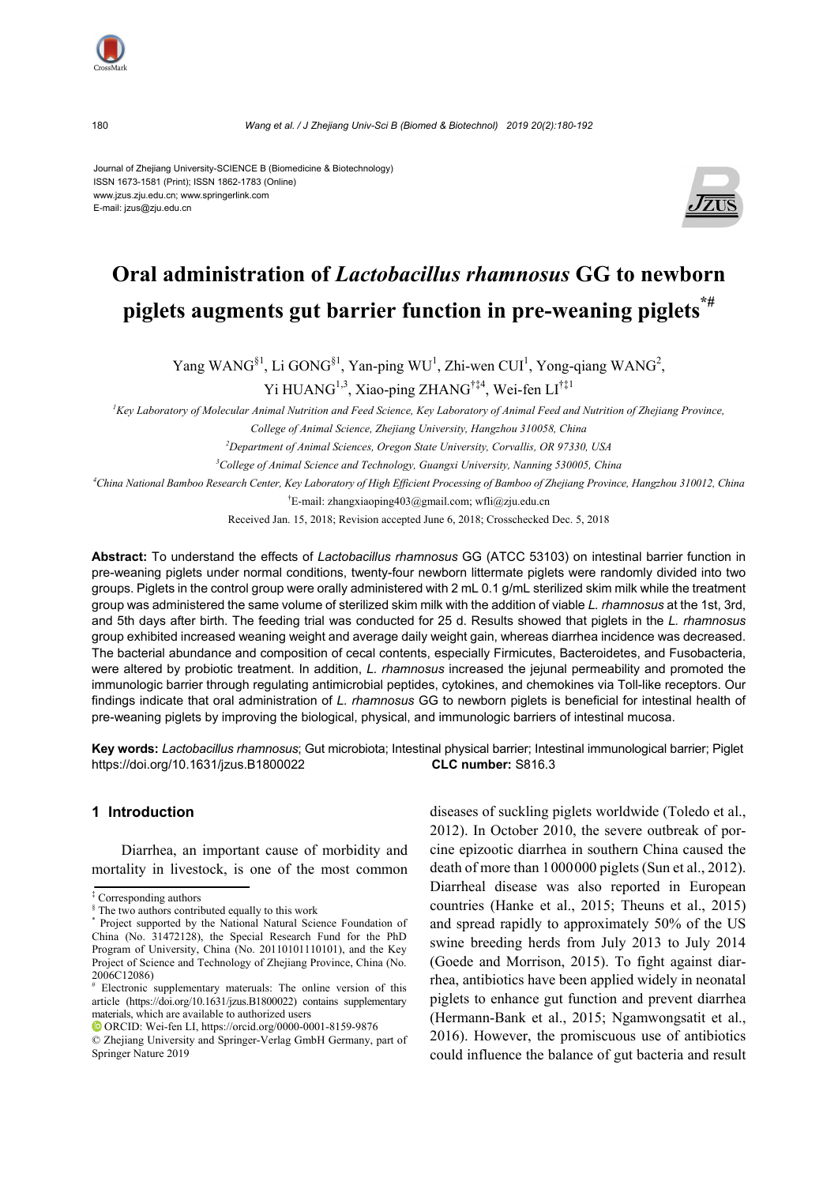Journal of Zhejiang University-SCIENCE B (Biomedicine & Biotechnology)
ISSN 1673-1581 (Print); ISSN 1862-1783 (Online)
www.jzus.zju.edu.cn; www.springerlink.com
E-mail: jzus@zju.edu.cn

# Oral administration of *Lactobacillus rhamnosus* GG to newborn piglets augments gut barrier function in pre-weaning piglets[*#]

Yang WANG[§1], Li GONG[§1], Yan-ping WU[1], Zhi-wen CUI[1], Yong-qiang WANG[2], Yi HUANG[1,3], Xiao-ping ZHANG[†‡4], Wei-fen LI[†‡1]

[1]*Key Laboratory of Molecular Animal Nutrition and Feed Science, Key Laboratory of Animal Feed and Nutrition of Zhejiang Province, College of Animal Science, Zhejiang University, Hangzhou 310058, China*

[2]*Department of Animal Sciences, Oregon State University, Corvallis, OR 97330, USA*

[3]*College of Animal Science and Technology, Guangxi University, Nanning 530005, China*

[4]*China National Bamboo Research Center, Key Laboratory of High Efficient Processing of Bamboo of Zhejiang Province, Hangzhou 310012, China*

[†]E-mail: zhangxiaoping403@gmail.com; wfli@zju.edu.cn

Received Jan. 15, 2018; Revision accepted June 6, 2018; Crosschecked Dec. 5, 2018

**Abstract:** To understand the effects of *Lactobacillus rhamnosus* GG (ATCC 53103) on intestinal barrier function in pre-weaning piglets under normal conditions, twenty-four newborn littermate piglets were randomly divided into two groups. Piglets in the control group were orally administered with 2 mL 0.1 g/mL sterilized skim milk while the treatment group was administered the same volume of sterilized skim milk with the addition of viable *L. rhamnosus* at the 1st, 3rd, and 5th days after birth. The feeding trial was conducted for 25 d. Results showed that piglets in the *L. rhamnosus* group exhibited increased weaning weight and average daily weight gain, whereas diarrhea incidence was decreased. The bacterial abundance and composition of cecal contents, especially Firmicutes, Bacteroidetes, and Fusobacteria, were altered by probiotic treatment. In addition, *L. rhamnosus* increased the jejunal permeability and promoted the immunologic barrier through regulating antimicrobial peptides, cytokines, and chemokines via Toll-like receptors. Our findings indicate that oral administration of *L. rhamnosus* GG to newborn piglets is beneficial for intestinal health of pre-weaning piglets by improving the biological, physical, and immunologic barriers of intestinal mucosa.

**Key words:** *Lactobacillus rhamnosus*; Gut microbiota; Intestinal physical barrier; Intestinal immunological barrier; Piglet
https://doi.org/10.1631/jzus.B1800022 **CLC number:** S816.3

## 1 Introduction

Diarrhea, an important cause of morbidity and mortality in livestock, is one of the most common diseases of suckling piglets worldwide (Toledo et al., 2012). In October 2010, the severe outbreak of porcine epizootic diarrhea in southern China caused the death of more than 1000000 piglets (Sun et al., 2012). Diarrheal disease was also reported in European countries (Hanke et al., 2015; Theuns et al., 2015) and spread rapidly to approximately 50% of the US swine breeding herds from July 2013 to July 2014 (Goede and Morrison, 2015). To fight against diarrhea, antibiotics have been applied widely in neonatal piglets to enhance gut function and prevent diarrhea (Hermann-Bank et al., 2015; Ngamwongsatit et al., 2016). However, the promiscuous use of antibiotics could influence the balance of gut bacteria and result

---

[‡] Corresponding authors

[§] The two authors contributed equally to this work

[*] Project supported by the National Natural Science Foundation of China (No. 31472128), the Special Research Fund for the PhD Program of University, China (No. 20110101110101), and the Key Project of Science and Technology of Zhejiang Province, China (No. 2006C12086)

[#] Electronic supplementary materials: The online version of this article (https://doi.org/10.1631/jzus.B1800022) contains supplementary materials, which are available to authorized users

ORCID: Wei-fen LI, https://orcid.org/0000-0001-8159-9876

© Zhejiang University and Springer-Verlag GmbH Germany, part of Springer Nature 2019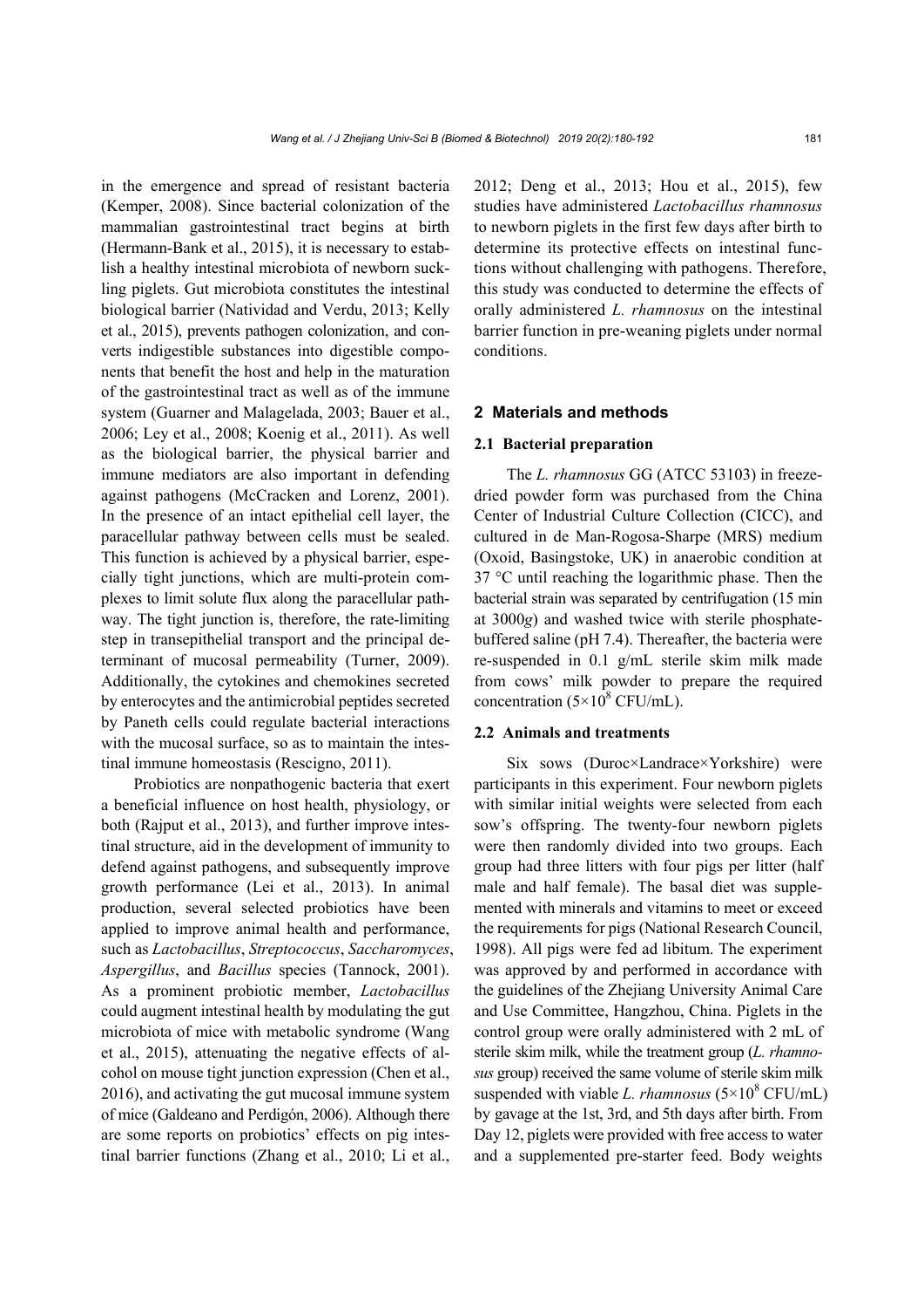in the emergence and spread of resistant bacteria (Kemper, 2008). Since bacterial colonization of the mammalian gastrointestinal tract begins at birth (Hermann-Bank et al., 2015), it is necessary to establish a healthy intestinal microbiota of newborn suckling piglets. Gut microbiota constitutes the intestinal biological barrier (Natividad and Verdu, 2013; Kelly et al., 2015), prevents pathogen colonization, and converts indigestible substances into digestible components that benefit the host and help in the maturation of the gastrointestinal tract as well as of the immune system (Guarner and Malagelada, 2003; Bauer et al., 2006; Ley et al., 2008; Koenig et al., 2011). As well as the biological barrier, the physical barrier and immune mediators are also important in defending against pathogens (McCracken and Lorenz, 2001). In the presence of an intact epithelial cell layer, the paracellular pathway between cells must be sealed. This function is achieved by a physical barrier, especially tight junctions, which are multi-protein complexes to limit solute flux along the paracellular pathway. The tight junction is, therefore, the rate-limiting step in transepithelial transport and the principal determinant of mucosal permeability (Turner, 2009). Additionally, the cytokines and chemokines secreted by enterocytes and the antimicrobial peptides secreted by Paneth cells could regulate bacterial interactions with the mucosal surface, so as to maintain the intestinal immune homeostasis (Rescigno, 2011).

Probiotics are nonpathogenic bacteria that exert a beneficial influence on host health, physiology, or both (Rajput et al., 2013), and further improve intestinal structure, aid in the development of immunity to defend against pathogens, and subsequently improve growth performance (Lei et al., 2013). In animal production, several selected probiotics have been applied to improve animal health and performance, such as *Lactobacillus*, *Streptococcus*, *Saccharomyces*, *Aspergillus*, and *Bacillus* species (Tannock, 2001). As a prominent probiotic member, *Lactobacillus* could augment intestinal health by modulating the gut microbiota of mice with metabolic syndrome (Wang et al., 2015), attenuating the negative effects of alcohol on mouse tight junction expression (Chen et al., 2016), and activating the gut mucosal immune system of mice (Galdeano and Perdigón, 2006). Although there are some reports on probiotics' effects on pig intestinal barrier functions (Zhang et al., 2010; Li et al., 2012; Deng et al., 2013; Hou et al., 2015), few studies have administered *Lactobacillus rhamnosus* to newborn piglets in the first few days after birth to determine its protective effects on intestinal functions without challenging with pathogens. Therefore, this study was conducted to determine the effects of orally administered *L. rhamnosus* on the intestinal barrier function in pre-weaning piglets under normal conditions.

## 2 Materials and methods

### 2.1 Bacterial preparation

The *L. rhamnosus* GG (ATCC 53103) in freeze-dried powder form was purchased from the China Center of Industrial Culture Collection (CICC), and cultured in de Man-Rogosa-Sharpe (MRS) medium (Oxoid, Basingstoke, UK) in anaerobic condition at 37 °C until reaching the logarithmic phase. Then the bacterial strain was separated by centrifugation (15 min at 3000*g*) and washed twice with sterile phosphate-buffered saline (pH 7.4). Thereafter, the bacteria were re-suspended in 0.1 g/mL sterile skim milk made from cows' milk powder to prepare the required concentration ($5\times10^8$ CFU/mL).

### 2.2 Animals and treatments

Six sows (Duroc×Landrace×Yorkshire) were participants in this experiment. Four newborn piglets with similar initial weights were selected from each sow's offspring. The twenty-four newborn piglets were then randomly divided into two groups. Each group had three litters with four pigs per litter (half male and half female). The basal diet was supplemented with minerals and vitamins to meet or exceed the requirements for pigs (National Research Council, 1998). All pigs were fed ad libitum. The experiment was approved by and performed in accordance with the guidelines of the Zhejiang University Animal Care and Use Committee, Hangzhou, China. Piglets in the control group were orally administered with 2 mL of sterile skim milk, while the treatment group (*L. rhamnosus* group) received the same volume of sterile skim milk suspended with viable *L. rhamnosus* ($5\times10^8$ CFU/mL) by gavage at the 1st, 3rd, and 5th days after birth. From Day 12, piglets were provided with free access to water and a supplemented pre-starter feed. Body weights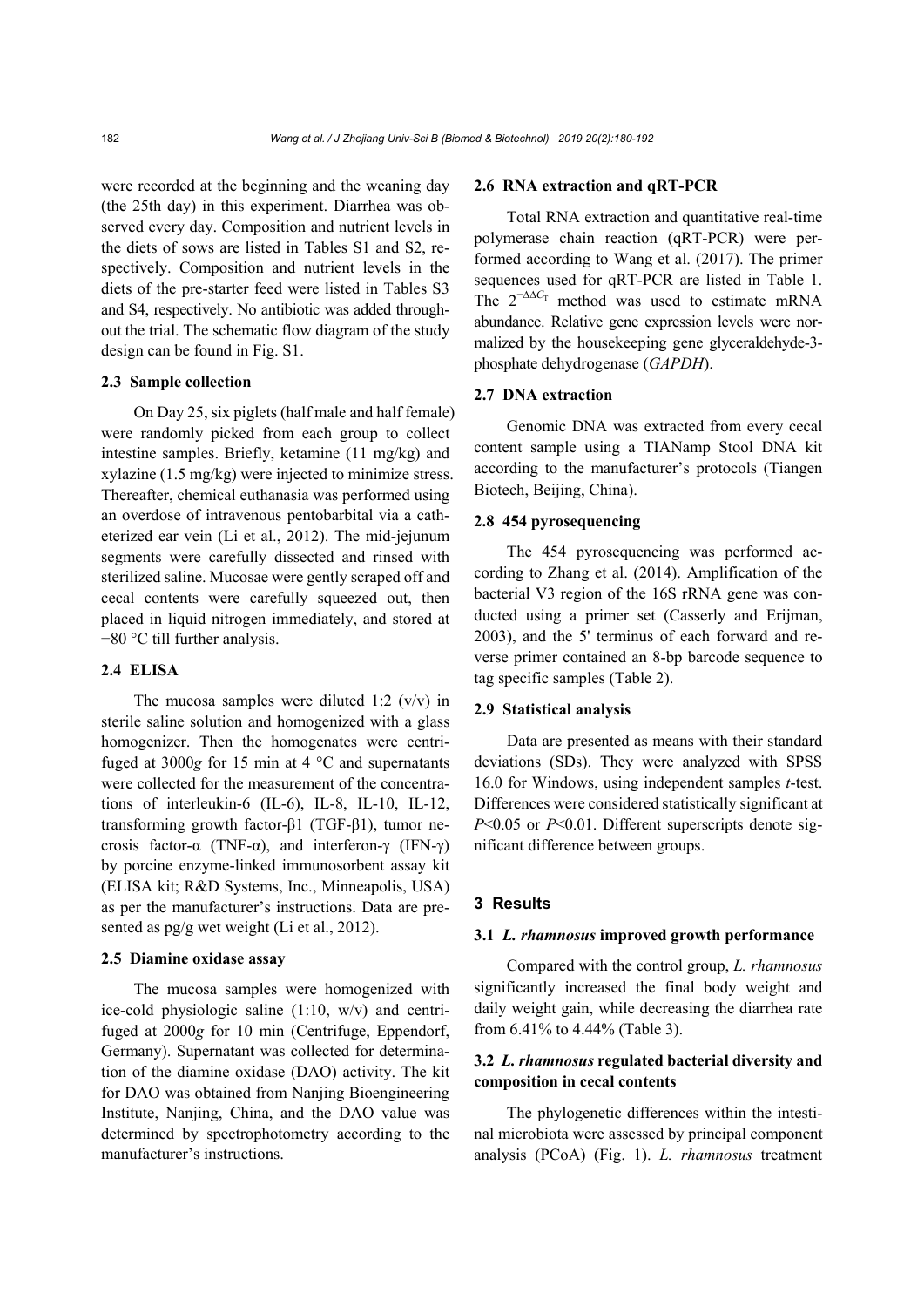were recorded at the beginning and the weaning day (the 25th day) in this experiment. Diarrhea was observed every day. Composition and nutrient levels in the diets of sows are listed in Tables S1 and S2, respectively. Composition and nutrient levels in the diets of the pre-starter feed were listed in Tables S3 and S4, respectively. No antibiotic was added throughout the trial. The schematic flow diagram of the study design can be found in Fig. S1.

### 2.3 Sample collection

On Day 25, six piglets (half male and half female) were randomly picked from each group to collect intestine samples. Briefly, ketamine (11 mg/kg) and xylazine (1.5 mg/kg) were injected to minimize stress. Thereafter, chemical euthanasia was performed using an overdose of intravenous pentobarbital via a catheterized ear vein (Li et al., 2012). The mid-jejunum segments were carefully dissected and rinsed with sterilized saline. Mucosae were gently scraped off and cecal contents were carefully squeezed out, then placed in liquid nitrogen immediately, and stored at −80 °C till further analysis.

### 2.4 ELISA

The mucosa samples were diluted 1:2 (v/v) in sterile saline solution and homogenized with a glass homogenizer. Then the homogenates were centrifuged at 3000*g* for 15 min at 4 °C and supernatants were collected for the measurement of the concentrations of interleukin-6 (IL-6), IL-8, IL-10, IL-12, transforming growth factor-β1 (TGF-β1), tumor necrosis factor-α (TNF-α), and interferon-γ (IFN-γ) by porcine enzyme-linked immunosorbent assay kit (ELISA kit; R&D Systems, Inc., Minneapolis, USA) as per the manufacturer's instructions. Data are presented as pg/g wet weight (Li et al., 2012).

### 2.5 Diamine oxidase assay

The mucosa samples were homogenized with ice-cold physiologic saline (1:10, w/v) and centrifuged at 2000*g* for 10 min (Centrifuge, Eppendorf, Germany). Supernatant was collected for determination of the diamine oxidase (DAO) activity. The kit for DAO was obtained from Nanjing Bioengineering Institute, Nanjing, China, and the DAO value was determined by spectrophotometry according to the manufacturer's instructions.

### 2.6 RNA extraction and qRT-PCR

Total RNA extraction and quantitative real-time polymerase chain reaction (qRT-PCR) were performed according to Wang et al. (2017). The primer sequences used for qRT-PCR are listed in Table 1. The $2^{-\Delta\Delta C_T}$ method was used to estimate mRNA abundance. Relative gene expression levels were normalized by the housekeeping gene glyceraldehyde-3-phosphate dehydrogenase (*GAPDH*).

### 2.7 DNA extraction

Genomic DNA was extracted from every cecal content sample using a TIANamp Stool DNA kit according to the manufacturer's protocols (Tiangen Biotech, Beijing, China).

### 2.8 454 pyrosequencing

The 454 pyrosequencing was performed according to Zhang et al. (2014). Amplification of the bacterial V3 region of the 16S rRNA gene was conducted using a primer set (Casserly and Erijman, 2003), and the 5' terminus of each forward and reverse primer contained an 8-bp barcode sequence to tag specific samples (Table 2).

### 2.9 Statistical analysis

Data are presented as means with their standard deviations (SDs). They were analyzed with SPSS 16.0 for Windows, using independent samples *t*-test. Differences were considered statistically significant at $P<0.05$ or $P<0.01$. Different superscripts denote significant difference between groups.

## 3 Results

### 3.1 *L. rhamnosus* improved growth performance

Compared with the control group, *L. rhamnosus* significantly increased the final body weight and daily weight gain, while decreasing the diarrhea rate from 6.41% to 4.44% (Table 3).

### 3.2 *L. rhamnosus* regulated bacterial diversity and composition in cecal contents

The phylogenetic differences within the intestinal microbiota were assessed by principal component analysis (PCoA) (Fig. 1). *L. rhamnosus* treatment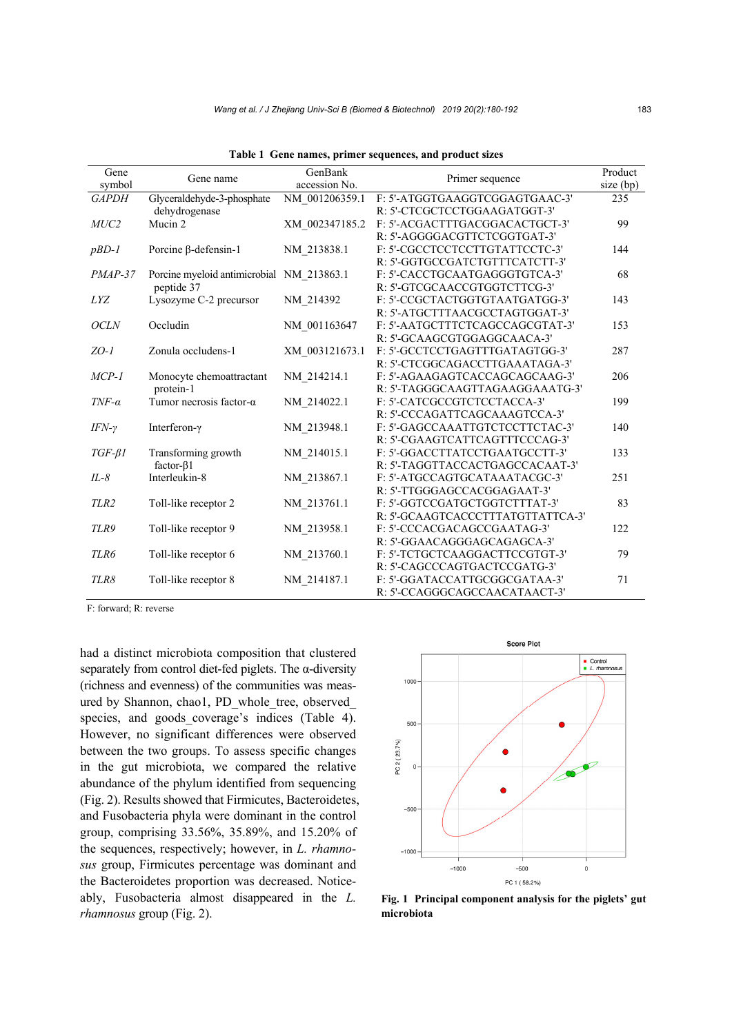**Table 1 Gene names, primer sequences, and product sizes**

| Gene symbol | Gene name | GenBank accession No. | Primer sequence | Product size (bp) |
|---|---|---|---|---|
| *GAPDH* | Glyceraldehyde-3-phosphate dehydrogenase | NM_001206359.1 | F: 5'-ATGGTGAAGGTCGGAGTGAAC-3'<br>R: 5'-CTCGCTCCTGGAAGATGGT-3' | 235 |
| *MUC2* | Mucin 2 | XM_002347185.2 | F: 5'-ACGACTTTGACGGACACTGCT-3'<br>R: 5'-AGGGGACGTTCTCGGTAGT-3' | 99 |
| *pBD-1* | Porcine β-defensin-1 | NM_213838.1 | F: 5'-CGCCTCCTCCTTGTATTCCTC-3'<br>R: 5'-GGTGCCGATCTGTTTCATCTT-3' | 144 |
| *PMAP-37* | Porcine myeloid antimicrobial peptide 37 | NM_213863.1 | F: 5'-CACCTGCAATGAGGGTGTCA-3'<br>R: 5'-GTCGCAACCGTGGTCTTCG-3' | 68 |
| *LYZ* | Lysozyme C-2 precursor | NM_214392 | F: 5'-CCGCTACTGGTGTAATGATGG-3'<br>R: 5'-ATGCTTTAACGCCTAGTGGAT-3' | 143 |
| *OCLN* | Occludin | NM_001163647 | F: 5'-AATGCTTTCTCAGCCAGCGTAT-3'<br>R: 5'-GCAAGCGTGGAGGCAACA-3' | 153 |
| *ZO-1* | Zonula occludens-1 | XM_003121673.1 | F: 5'-GCCTCCTGAGTTTGATAGTGG-3'<br>R: 5'-CTCGGCAGACCTTGAAATAGA-3' | 287 |
| *MCP-1* | Monocyte chemoattractant protein-1 | NM_214214.1 | F: 5'-AGAAGAGTCACCAGCAGCAAG-3'<br>R: 5'-TAGGGCAAGTTAGAAGGAAATG-3' | 206 |
| *TNF-α* | Tumor necrosis factor-α | NM_214022.1 | F: 5'-CATCGCCGTCTCCTACCA-3'<br>R: 5'-CCCAGATTCAGCAAAGTCCA-3' | 199 |
| *IFN-γ* | Interferon-γ | NM_213948.1 | F: 5'-GAGCCAAATTGTCTCCTTCTAC-3'<br>R: 5'-CGAAGTCATTCAGTTTCCCAG-3' | 140 |
| *TGF-β1* | Transforming growth factor-β1 | NM_214015.1 | F: 5'-GGACCTTATCCTGAATGCCTT-3'<br>R: 5'-TAGGTTACCACTGAGCCACAAT-3' | 133 |
| *IL-8* | Interleukin-8 | NM_213867.1 | F: 5'-ATGCCAGTGCATAAATACGC-3'<br>R: 5'-TTGGGAGCCACGGAGAAT-3' | 251 |
| *TLR2* | Toll-like receptor 2 | NM_213761.1 | F: 5'-GGTCCGATGCTGGTCTTTAT-3'<br>R: 5'-GCAAGTCACCCTTTATGTTATTCA-3' | 83 |
| *TLR9* | Toll-like receptor 9 | NM_213958.1 | F: 5'-CCCACGACAGCCGAATAG-3'<br>R: 5'-GGAACAGGGAGCAGAGCA-3' | 122 |
| *TLR6* | Toll-like receptor 6 | NM_213760.1 | F: 5'-TCTGCTCAAGGACTTCCGTGT-3'<br>R: 5'-CAGCCCAGTGACTCCGATG-3' | 79 |
| *TLR8* | Toll-like receptor 8 | NM_214187.1 | F: 5'-GGATACCATTGCGGCGATAA-3'<br>R: 5'-CCAGGGCAGCCAACATAACT-3' | 71 |

F: forward; R: reverse

had a distinct microbiota composition that clustered separately from control diet-fed piglets. The α-diversity (richness and evenness) of the communities was measured by Shannon, chao1, PD_whole_tree, observed_species, and goods_coverage's indices (Table 4). However, no significant differences were observed between the two groups. To assess specific changes in the gut microbiota, we compared the relative abundance of the phylum identified from sequencing (Fig. 2). Results showed that Firmicutes, Bacteroidetes, and Fusobacteria phyla were dominant in the control group, comprising 33.56%, 35.89%, and 15.20% of the sequences, respectively; however, in *L. rhamnosus* group, Firmicutes percentage was dominant and the Bacteroidetes proportion was decreased. Noticeably, Fusobacteria almost disappeared in the *L. rhamnosus* group (Fig. 2).

**Fig. 1 Principal component analysis for the piglets' gut microbiota**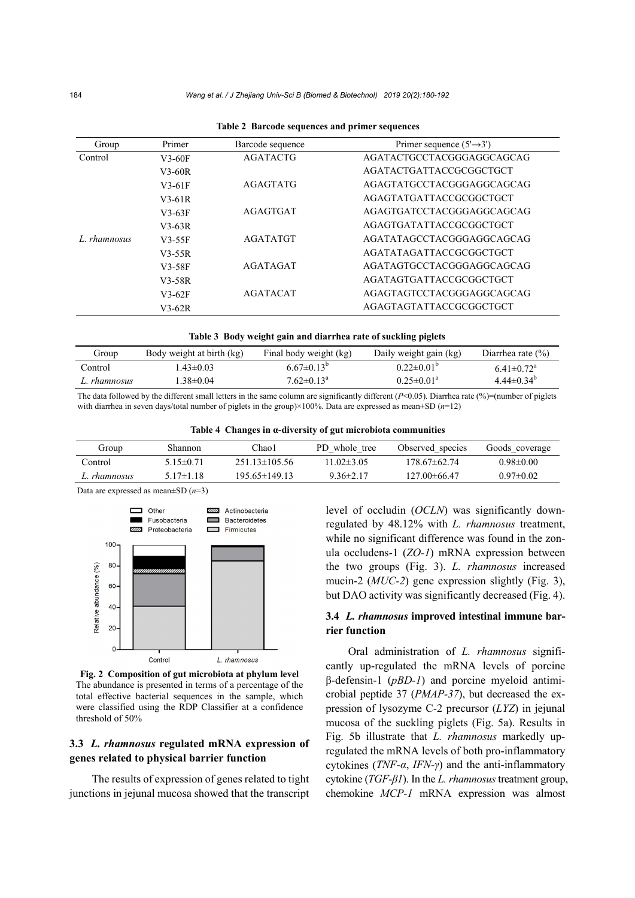**Table 2 Barcode sequences and primer sequences**

| Group | Primer | Barcode sequence | Primer sequence (5'→3') |
|---|---|---|---|
| Control | V3-60F | AGATACTG | AGATACTGCCTACGGGAGGCAGCAG |
| | V3-60R | | AGATACTGATTACCGCGGCTGCT |
| | V3-61F | AGAGTATG | AGAGTATGCCTACGGGAGGCAGCAG |
| | V3-61R | | AGAGTATGATTACCGCGGCTGCT |
| | V3-63F | AGAGTGAT | AGAGTGATCCTACGGGAGGCAGCAG |
| | V3-63R | | AGAGTGATATTACCGCGGCTGCT |
| *L. rhamnosus* | V3-55F | AGATATGT | AGATATAGCCTACGGGAGGCAGCAG |
| | V3-55R | | AGATATAGATTACCGCGGCTGCT |
| | V3-58F | AGATAGAT | AGATAGTGCCTACGGGAGGCAGCAG |
| | V3-58R | | AGATAGTGATTACCGCGGCTGCT |
| | V3-62F | AGATACAT | AGAGTAGTCCTACGGGAGGCAGCAG |
| | V3-62R | | AGAGTAGTATTACCGCGGCTGCT |

**Table 3 Body weight gain and diarrhea rate of suckling piglets**

| Group | Body weight at birth (kg) | Final body weight (kg) | Daily weight gain (kg) | Diarrhea rate (%) |
|---|---|---|---|---|
| Control | 1.43±0.03 | 6.67±0.13[b] | 0.22±0.01[b] | 6.41±0.72[a] |
| *L. rhamnosus* | 1.38±0.04 | 7.62±0.13[a] | 0.25±0.01[a] | 4.44±0.34[b] |

The data followed by the different small letters in the same column are significantly different ($P$<0.05). Diarrhea rate (%)=(number of piglets with diarrhea in seven days/total number of piglets in the group)×100%. Data are expressed as mean±SD ($n$=12)

**Table 4 Changes in α-diversity of gut microbiota communities**

| Group | Shannon | Chao1 | PD_whole_tree | Observed_species | Goods_coverage |
|---|---|---|---|---|---|
| Control | 5.15±0.71 | 251.13±105.56 | 11.02±3.05 | 178.67±62.74 | 0.98±0.00 |
| *L. rhamnosus* | 5.17±1.18 | 195.65±149.13 | 9.36±2.17 | 127.00±66.47 | 0.97±0.02 |

Data are expressed as mean±SD ($n$=3)

**Fig. 2 Composition of gut microbiota at phylum level**
The abundance is presented in terms of a percentage of the total effective bacterial sequences in the sample, which were classified using the RDP Classifier at a confidence threshold of 50%

### 3.3 *L. rhamnosus* regulated mRNA expression of genes related to physical barrier function

The results of expression of genes related to tight junctions in jejunal mucosa showed that the transcript level of occludin (*OCLN*) was significantly down-regulated by 48.12% with *L. rhamnosus* treatment, while no significant difference was found in the zonula occludens-1 (*ZO-1*) mRNA expression between the two groups (Fig. 3). *L. rhamnosus* increased mucin-2 (*MUC-2*) gene expression slightly (Fig. 3), but DAO activity was significantly decreased (Fig. 4).

### 3.4 *L. rhamnosus* improved intestinal immune barrier function

Oral administration of *L. rhamnosus* significantly up-regulated the mRNA levels of porcine β-defensin-1 (*pBD-1*) and porcine myeloid antimicrobial peptide 37 (*PMAP-37*), but decreased the expression of lysozyme C-2 precursor (*LYZ*) in jejunal mucosa of the suckling piglets (Fig. 5a). Results in Fig. 5b illustrate that *L. rhamnosus* markedly up-regulated the mRNA levels of both pro-inflammatory cytokines (*TNF-α*, *IFN-γ*) and the anti-inflammatory cytokine (*TGF-β1*). In the *L. rhamnosus* treatment group, chemokine *MCP-1* mRNA expression was almost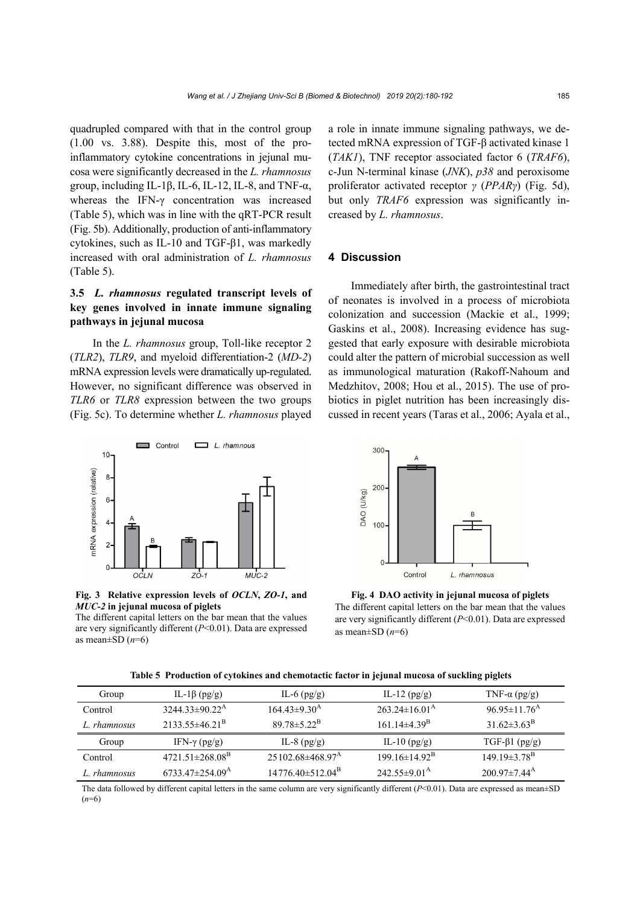quadrupled compared with that in the control group (1.00 vs. 3.88). Despite this, most of the pro-inflammatory cytokine concentrations in jejunal mucosa were significantly decreased in the *L. rhamnosus* group, including IL-1β, IL-6, IL-12, IL-8, and TNF-α, whereas the IFN-γ concentration was increased (Table 5), which was in line with the qRT-PCR result (Fig. 5b). Additionally, production of anti-inflammatory cytokines, such as IL-10 and TGF-β1, was markedly increased with oral administration of *L. rhamnosus* (Table 5).

### 3.5 *L. rhamnosus* regulated transcript levels of key genes involved in innate immune signaling pathways in jejunal mucosa

In the *L. rhamnosus* group, Toll-like receptor 2 (*TLR2*), *TLR9*, and myeloid differentiation-2 (*MD-2*) mRNA expression levels were dramatically up-regulated. However, no significant difference was observed in *TLR6* or *TLR8* expression between the two groups (Fig. 5c). To determine whether *L. rhamnosus* played a role in innate immune signaling pathways, we detected mRNA expression of TGF-β activated kinase 1 (*TAK1*), TNF receptor associated factor 6 (*TRAF6*), c-Jun N-terminal kinase (*JNK*), *p38* and peroxisome proliferator activated receptor *γ* (*PPARγ*) (Fig. 5d), but only *TRAF6* expression was significantly increased by *L. rhamnosus*.

**Fig. 3 Relative expression levels of *OCLN*, *ZO-1*, and *MUC-2* in jejunal mucosa of piglets**
The different capital letters on the bar mean that the values are very significantly different ($P$<0.01). Data are expressed as mean±SD ($n$=6)

**Fig. 4 DAO activity in jejunal mucosa of piglets**
The different capital letters on the bar mean that the values are very significantly different ($P$<0.01). Data are expressed as mean±SD ($n$=6)

**Table 5 Production of cytokines and chemotactic factor in jejunal mucosa of suckling piglets**

| Group | IL-1β (pg/g) | IL-6 (pg/g) | IL-12 (pg/g) | TNF-α (pg/g) |
|---|---|---|---|---|
| Control | 3244.33±90.22$^{A}$ | 164.43±9.30$^{A}$ | 263.24±16.01$^{A}$ | 96.95±11.76$^{A}$ |
| *L. rhamnosus* | 2133.55±46.21$^{B}$ | 89.78±5.22$^{B}$ | 161.14±4.39$^{B}$ | 31.62±3.63$^{B}$ |
| **Group** | **IFN-γ (pg/g)** | **IL-8 (pg/g)** | **IL-10 (pg/g)** | **TGF-β1 (pg/g)** |
| Control | 4721.51±268.08$^{B}$ | 25102.68±468.97$^{A}$ | 199.16±14.92$^{B}$ | 149.19±3.78$^{B}$ |
| *L. rhamnosus* | 6733.47±254.09$^{A}$ | 14776.40±512.04$^{B}$ | 242.55±9.01$^{A}$ | 200.97±7.44$^{A}$ |

The data followed by different capital letters in the same column are very significantly different ($P$<0.01). Data are expressed as mean±SD ($n$=6)

## 4 Discussion

Immediately after birth, the gastrointestinal tract of neonates is involved in a process of microbiota colonization and succession (Mackie et al., 1999; Gaskins et al., 2008). Increasing evidence has suggested that early exposure with desirable microbiota could alter the pattern of microbial succession as well as immunological maturation (Rakoff-Nahoum and Medzhitov, 2008; Hou et al., 2015). The use of probiotics in piglet nutrition has been increasingly discussed in recent years (Taras et al., 2006; Ayala et al.,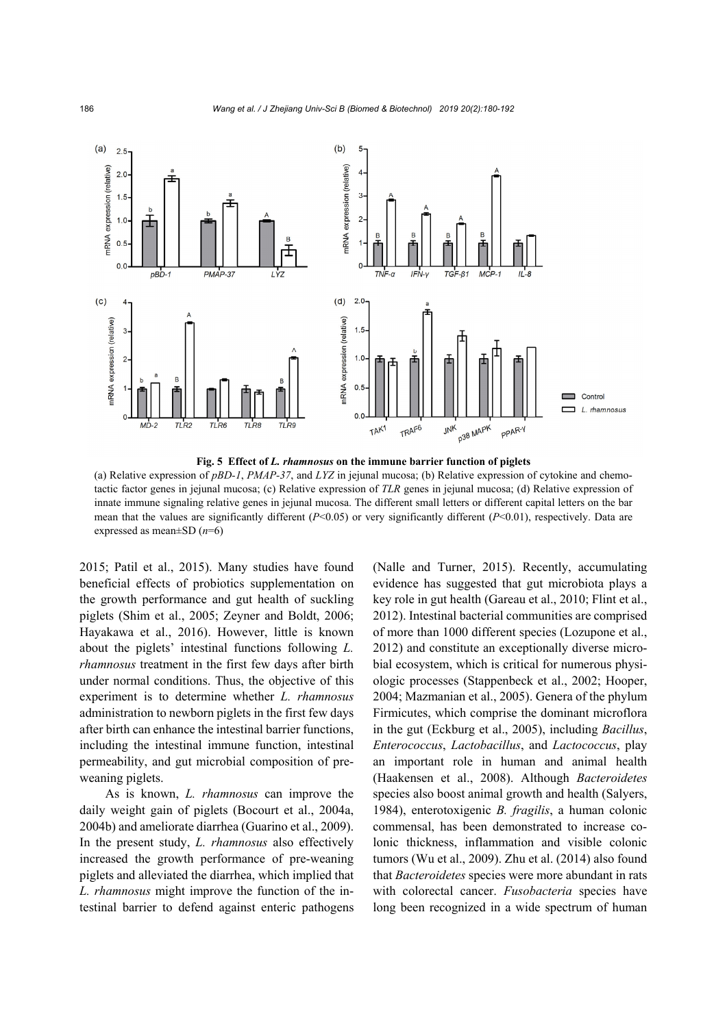**Fig. 5 Effect of *L. rhamnosus* on the immune barrier function of piglets**

(a) Relative expression of *pBD-1*, *PMAP-37*, and *LYZ* in jejunal mucosa; (b) Relative expression of cytokine and chemotactic factor genes in jejunal mucosa; (c) Relative expression of *TLR* genes in jejunal mucosa; (d) Relative expression of innate immune signaling relative genes in jejunal mucosa. The different small letters or different capital letters on the bar mean that the values are significantly different ($P$<0.05) or very significantly different ($P$<0.01), respectively. Data are expressed as mean±SD ($n$=6)

2015; Patil et al., 2015). Many studies have found beneficial effects of probiotics supplementation on the growth performance and gut health of suckling piglets (Shim et al., 2005; Zeyner and Boldt, 2006; Hayakawa et al., 2016). However, little is known about the piglets' intestinal functions following *L. rhamnosus* treatment in the first few days after birth under normal conditions. Thus, the objective of this experiment is to determine whether *L. rhamnosus* administration to newborn piglets in the first few days after birth can enhance the intestinal barrier functions, including the intestinal immune function, intestinal permeability, and gut microbial composition of pre-weaning piglets.

As is known, *L. rhamnosus* can improve the daily weight gain of piglets (Bocourt et al., 2004a, 2004b) and ameliorate diarrhea (Guarino et al., 2009). In the present study, *L. rhamnosus* also effectively increased the growth performance of pre-weaning piglets and alleviated the diarrhea, which implied that *L. rhamnosus* might improve the function of the intestinal barrier to defend against enteric pathogens (Nalle and Turner, 2015). Recently, accumulating evidence has suggested that gut microbiota plays a key role in gut health (Gareau et al., 2010; Flint et al., 2012). Intestinal bacterial communities are comprised of more than 1000 different species (Lozupone et al., 2012) and constitute an exceptionally diverse microbial ecosystem, which is critical for numerous physiologic processes (Stappenbeck et al., 2002; Hooper, 2004; Mazmanian et al., 2005). Genera of the phylum Firmicutes, which comprise the dominant microflora in the gut (Eckburg et al., 2005), including *Bacillus*, *Enterococcus*, *Lactobacillus*, and *Lactococcus*, play an important role in human and animal health (Haakensen et al., 2008). Although *Bacteroidetes* species also boost animal growth and health (Salyers, 1984), enterotoxigenic *B. fragilis*, a human colonic commensal, has been demonstrated to increase colonic thickness, inflammation and visible colonic tumors (Wu et al., 2009). Zhu et al. (2014) also found that *Bacteroidetes* species were more abundant in rats with colorectal cancer. *Fusobacteria* species have long been recognized in a wide spectrum of human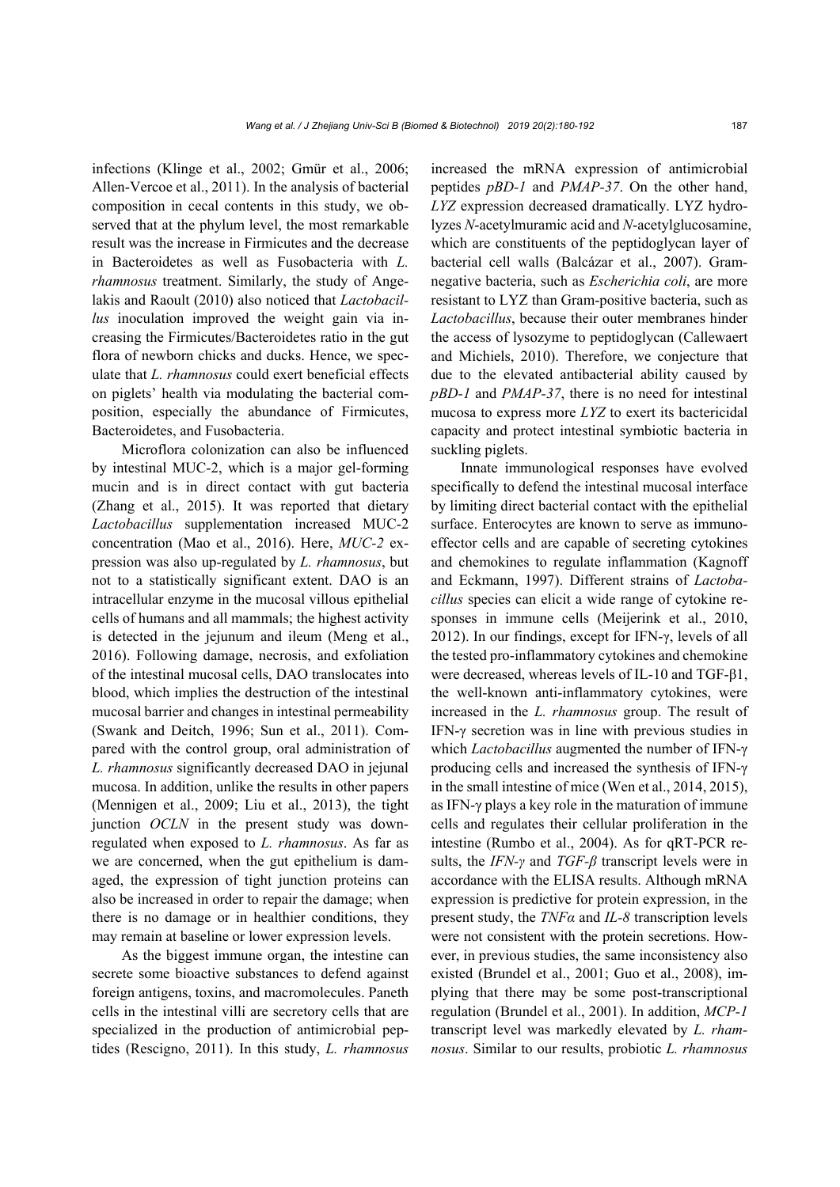infections (Klinge et al., 2002; Gmür et al., 2006; Allen-Vercoe et al., 2011). In the analysis of bacterial composition in cecal contents in this study, we observed that at the phylum level, the most remarkable result was the increase in Firmicutes and the decrease in Bacteroidetes as well as Fusobacteria with *L. rhamnosus* treatment. Similarly, the study of Angelakis and Raoult (2010) also noticed that *Lactobacillus* inoculation improved the weight gain via increasing the Firmicutes/Bacteroidetes ratio in the gut flora of newborn chicks and ducks. Hence, we speculate that *L. rhamnosus* could exert beneficial effects on piglets' health via modulating the bacterial composition, especially the abundance of Firmicutes, Bacteroidetes, and Fusobacteria.

Microflora colonization can also be influenced by intestinal MUC-2, which is a major gel-forming mucin and is in direct contact with gut bacteria (Zhang et al., 2015). It was reported that dietary *Lactobacillus* supplementation increased MUC-2 concentration (Mao et al., 2016). Here, *MUC-2* expression was also up-regulated by *L. rhamnosus*, but not to a statistically significant extent. DAO is an intracellular enzyme in the mucosal villous epithelial cells of humans and all mammals; the highest activity is detected in the jejunum and ileum (Meng et al., 2016). Following damage, necrosis, and exfoliation of the intestinal mucosal cells, DAO translocates into blood, which implies the destruction of the intestinal mucosal barrier and changes in intestinal permeability (Swank and Deitch, 1996; Sun et al., 2011). Compared with the control group, oral administration of *L. rhamnosus* significantly decreased DAO in jejunal mucosa. In addition, unlike the results in other papers (Mennigen et al., 2009; Liu et al., 2013), the tight junction *OCLN* in the present study was down-regulated when exposed to *L. rhamnosus*. As far as we are concerned, when the gut epithelium is damaged, the expression of tight junction proteins can also be increased in order to repair the damage; when there is no damage or in healthier conditions, they may remain at baseline or lower expression levels.

As the biggest immune organ, the intestine can secrete some bioactive substances to defend against foreign antigens, toxins, and macromolecules. Paneth cells in the intestinal villi are secretory cells that are specialized in the production of antimicrobial peptides (Rescigno, 2011). In this study, *L. rhamnosus* increased the mRNA expression of antimicrobial peptides *pBD-1* and *PMAP-37*. On the other hand, *LYZ* expression decreased dramatically. LYZ hydrolyzes *N*-acetylmuramic acid and *N*-acetylglucosamine, which are constituents of the peptidoglycan layer of bacterial cell walls (Balcázar et al., 2007). Gram-negative bacteria, such as *Escherichia coli*, are more resistant to LYZ than Gram-positive bacteria, such as *Lactobacillus*, because their outer membranes hinder the access of lysozyme to peptidoglycan (Callewaert and Michiels, 2010). Therefore, we conjecture that due to the elevated antibacterial ability caused by *pBD-1* and *PMAP-37*, there is no need for intestinal mucosa to express more *LYZ* to exert its bactericidal capacity and protect intestinal symbiotic bacteria in suckling piglets.

Innate immunological responses have evolved specifically to defend the intestinal mucosal interface by limiting direct bacterial contact with the epithelial surface. Enterocytes are known to serve as immunoeffector cells and are capable of secreting cytokines and chemokines to regulate inflammation (Kagnoff and Eckmann, 1997). Different strains of *Lactobacillus* species can elicit a wide range of cytokine responses in immune cells (Meijerink et al., 2010, 2012). In our findings, except for IFN-γ, levels of all the tested pro-inflammatory cytokines and chemokine were decreased, whereas levels of IL-10 and TGF-β1, the well-known anti-inflammatory cytokines, were increased in the *L. rhamnosus* group. The result of IFN-γ secretion was in line with previous studies in which *Lactobacillus* augmented the number of IFN-γ producing cells and increased the synthesis of IFN-γ in the small intestine of mice (Wen et al., 2014, 2015), as IFN-γ plays a key role in the maturation of immune cells and regulates their cellular proliferation in the intestine (Rumbo et al., 2004). As for qRT-PCR results, the *IFN-γ* and *TGF-β* transcript levels were in accordance with the ELISA results. Although mRNA expression is predictive for protein expression, in the present study, the *TNFα* and *IL-8* transcription levels were not consistent with the protein secretions. However, in previous studies, the same inconsistency also existed (Brundel et al., 2001; Guo et al., 2008), implying that there may be some post-transcriptional regulation (Brundel et al., 2001). In addition, *MCP-1* transcript level was markedly elevated by *L. rhamnosus*. Similar to our results, probiotic *L. rhamnosus*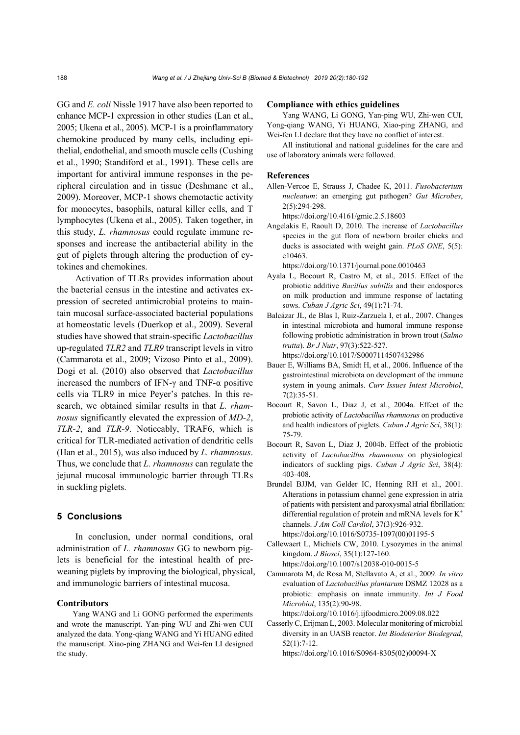GG and *E. coli* Nissle 1917 have also been reported to enhance MCP-1 expression in other studies (Lan et al., 2005; Ukena et al., 2005). MCP-1 is a proinflammatory chemokine produced by many cells, including epithelial, endothelial, and smooth muscle cells (Cushing et al., 1990; Standiford et al., 1991). These cells are important for antiviral immune responses in the peripheral circulation and in tissue (Deshmane et al., 2009). Moreover, MCP-1 shows chemotactic activity for monocytes, basophils, natural killer cells, and T lymphocytes (Ukena et al., 2005). Taken together, in this study, *L. rhamnosus* could regulate immune responses and increase the antibacterial ability in the gut of piglets through altering the production of cytokines and chemokines.

Activation of TLRs provides information about the bacterial census in the intestine and activates expression of secreted antimicrobial proteins to maintain mucosal surface-associated bacterial populations at homeostatic levels (Duerkop et al., 2009). Several studies have showed that strain-specific *Lactobacillus* up-regulated *TLR2* and *TLR9* transcript levels in vitro (Cammarota et al., 2009; Vizoso Pinto et al., 2009). Dogi et al. (2010) also observed that *Lactobacillus* increased the numbers of IFN-γ and TNF-α positive cells via TLR9 in mice Peyer's patches. In this research, we obtained similar results in that *L. rhamnosus* significantly elevated the expression of *MD-2*, *TLR-2*, and *TLR-9*. Noticeably, TRAF6, which is critical for TLR-mediated activation of dendritic cells (Han et al., 2015), was also induced by *L. rhamnosus*. Thus, we conclude that *L. rhamnosus* can regulate the jejunal mucosal immunologic barrier through TLRs in suckling piglets.

## 5 Conclusions

In conclusion, under normal conditions, oral administration of *L. rhamnosus* GG to newborn piglets is beneficial for the intestinal health of pre-weaning piglets by improving the biological, physical, and immunologic barriers of intestinal mucosa.

### Contributors

Yang WANG and Li GONG performed the experiments and wrote the manuscript. Yan-ping WU and Zhi-wen CUI analyzed the data. Yong-qiang WANG and Yi HUANG edited the manuscript. Xiao-ping ZHANG and Wei-fen LI designed the study.

### Compliance with ethics guidelines

Yang WANG, Li GONG, Yan-ping WU, Zhi-wen CUI, Yong-qiang WANG, Yi HUANG, Xiao-ping ZHANG, and Wei-fen LI declare that they have no conflict of interest.

All institutional and national guidelines for the care and use of laboratory animals were followed.

### References

Allen-Vercoe E, Strauss J, Chadee K, 2011. *Fusobacterium nucleatum*: an emerging gut pathogen? *Gut Microbes*, 2(5):294-298. https://doi.org/10.4161/gmic.2.5.18603

Angelakis E, Raoult D, 2010. The increase of *Lactobacillus* species in the gut flora of newborn broiler chicks and ducks is associated with weight gain. *PLoS ONE*, 5(5): e10463. https://doi.org/10.1371/journal.pone.0010463

Ayala L, Bocourt R, Castro M, et al., 2015. Effect of the probiotic additive *Bacillus subtilis* and their endospores on milk production and immune response of lactating sows. *Cuban J Agric Sci*, 49(1):71-74.

Balcázar JL, de Blas I, Ruiz-Zarzuela I, et al., 2007. Changes in intestinal microbiota and humoral immune response following probiotic administration in brown trout (*Salmo trutta*). *Br J Nutr*, 97(3):522-527. https://doi.org/10.1017/S0007114507432986

Bauer E, Williams BA, Smidt H, et al., 2006. Influence of the gastrointestinal microbiota on development of the immune system in young animals. *Curr Issues Intest Microbiol*, 7(2):35-51.

Bocourt R, Savon L, Diaz J, et al., 2004a. Effect of the probiotic activity of *Lactobacillus rhamnosus* on productive and health indicators of piglets. *Cuban J Agric Sci*, 38(1): 75-79.

Bocourt R, Savon L, Diaz J, 2004b. Effect of the probiotic activity of *Lactobacillus rhamnosus* on physiological indicators of suckling pigs. *Cuban J Agric Sci*, 38(4): 403-408.

Brundel BJJM, van Gelder IC, Henning RH et al., 2001. Alterations in potassium channel gene expression in atria of patients with persistent and paroxysmal atrial fibrillation: differential regulation of protein and mRNA levels for $K^+$ channels. *J Am Coll Cardiol*, 37(3):926-932. https://doi.org/10.1016/S0735-1097(00)01195-5

Callewaert L, Michiels CW, 2010. Lysozymes in the animal kingdom. *J Biosci*, 35(1):127-160. https://doi.org/10.1007/s12038-010-0015-5

Cammarota M, de Rosa M, Stellavato A, et al., 2009. *In vitro* evaluation of *Lactobacillus plantarum* DSMZ 12028 as a probiotic: emphasis on innate immunity. *Int J Food Microbiol*, 135(2):90-98. https://doi.org/10.1016/j.ijfoodmicro.2009.08.022

Casserly C, Erijman L, 2003. Molecular monitoring of microbial diversity in an UASB reactor. *Int Biodeterior Biodegrad*, 52(1):7-12. https://doi.org/10.1016/S0964-8305(02)00094-X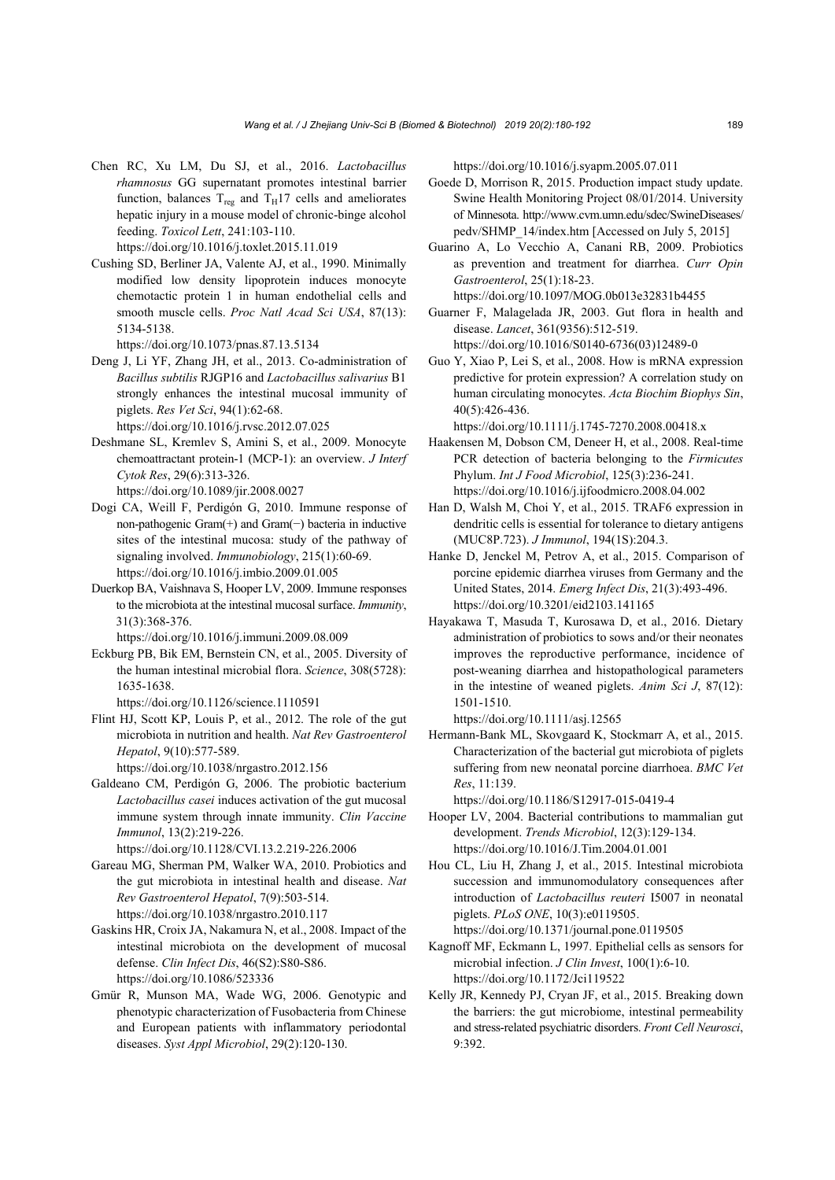Chen RC, Xu LM, Du SJ, et al., 2016. *Lactobacillus rhamnosus* GG supernatant promotes intestinal barrier function, balances $T_{reg}$ and $T_H17$ cells and ameliorates hepatic injury in a mouse model of chronic-binge alcohol feeding. *Toxicol Lett*, 241:103-110. https://doi.org/10.1016/j.toxlet.2015.11.019

Cushing SD, Berliner JA, Valente AJ, et al., 1990. Minimally modified low density lipoprotein induces monocyte chemotactic protein 1 in human endothelial cells and smooth muscle cells. *Proc Natl Acad Sci USA*, 87(13): 5134-5138. https://doi.org/10.1073/pnas.87.13.5134

Deng J, Li YF, Zhang JH, et al., 2013. Co-administration of *Bacillus subtilis* RJGP16 and *Lactobacillus salivarius* B1 strongly enhances the intestinal mucosal immunity of piglets. *Res Vet Sci*, 94(1):62-68. https://doi.org/10.1016/j.rvsc.2012.07.025

Deshmane SL, Kremlev S, Amini S, et al., 2009. Monocyte chemoattractant protein-1 (MCP-1): an overview. *J Interf Cytok Res*, 29(6):313-326. https://doi.org/10.1089/jir.2008.0027

Dogi CA, Weill F, Perdigón G, 2010. Immune response of non-pathogenic Gram(+) and Gram(−) bacteria in inductive sites of the intestinal mucosa: study of the pathway of signaling involved. *Immunobiology*, 215(1):60-69. https://doi.org/10.1016/j.imbio.2009.01.005

Duerkop BA, Vaishnava S, Hooper LV, 2009. Immune responses to the microbiota at the intestinal mucosal surface. *Immunity*, 31(3):368-376. https://doi.org/10.1016/j.immuni.2009.08.009

Eckburg PB, Bik EM, Bernstein CN, et al., 2005. Diversity of the human intestinal microbial flora. *Science*, 308(5728): 1635-1638. https://doi.org/10.1126/science.1110591

Flint HJ, Scott KP, Louis P, et al., 2012. The role of the gut microbiota in nutrition and health. *Nat Rev Gastroenterol Hepatol*, 9(10):577-589. https://doi.org/10.1038/nrgastro.2012.156

Galdeano CM, Perdigón G, 2006. The probiotic bacterium *Lactobacillus casei* induces activation of the gut mucosal immune system through innate immunity. *Clin Vaccine Immunol*, 13(2):219-226. https://doi.org/10.1128/CVI.13.2.219-226.2006

Gareau MG, Sherman PM, Walker WA, 2010. Probiotics and the gut microbiota in intestinal health and disease. *Nat Rev Gastroenterol Hepatol*, 7(9):503-514. https://doi.org/10.1038/nrgastro.2010.117

Gaskins HR, Croix JA, Nakamura N, et al., 2008. Impact of the intestinal microbiota on the development of mucosal defense. *Clin Infect Dis*, 46(S2):S80-S86. https://doi.org/10.1086/523336

Gmür R, Munson MA, Wade WG, 2006. Genotypic and phenotypic characterization of Fusobacteria from Chinese and European patients with inflammatory periodontal diseases. *Syst Appl Microbiol*, 29(2):120-130. https://doi.org/10.1016/j.syapm.2005.07.011

Goede D, Morrison R, 2015. Production impact study update. Swine Health Monitoring Project 08/01/2014. University of Minnesota. http://www.cvm.umn.edu/sdec/SwineDiseases/pedv/SHMP_14/index.htm [Accessed on July 5, 2015]

Guarino A, Lo Vecchio A, Canani RB, 2009. Probiotics as prevention and treatment for diarrhea. *Curr Opin Gastroenterol*, 25(1):18-23. https://doi.org/10.1097/MOG.0b013e32831b4455

Guarner F, Malagelada JR, 2003. Gut flora in health and disease. *Lancet*, 361(9356):512-519. https://doi.org/10.1016/S0140-6736(03)12489-0

Guo Y, Xiao P, Lei S, et al., 2008. How is mRNA expression predictive for protein expression? A correlation study on human circulating monocytes. *Acta Biochim Biophys Sin*, 40(5):426-436. https://doi.org/10.1111/j.1745-7270.2008.00418.x

Haakensen M, Dobson CM, Deneer H, et al., 2008. Real-time PCR detection of bacteria belonging to the *Firmicutes* Phylum. *Int J Food Microbiol*, 125(3):236-241. https://doi.org/10.1016/j.ijfoodmicro.2008.04.002

Han D, Walsh M, Choi Y, et al., 2015. TRAF6 expression in dendritic cells is essential for tolerance to dietary antigens (MUC8P.723). *J Immunol*, 194(1S):204.3.

Hanke D, Jenckel M, Petrov A, et al., 2015. Comparison of porcine epidemic diarrhea viruses from Germany and the United States, 2014. *Emerg Infect Dis*, 21(3):493-496. https://doi.org/10.3201/eid2103.141165

Hayakawa T, Masuda T, Kurosawa D, et al., 2016. Dietary administration of probiotics to sows and/or their neonates improves the reproductive performance, incidence of post-weaning diarrhea and histopathological parameters in the intestine of weaned piglets. *Anim Sci J*, 87(12): 1501-1510. https://doi.org/10.1111/asj.12565

Hermann-Bank ML, Skovgaard K, Stockmarr A, et al., 2015. Characterization of the bacterial gut microbiota of piglets suffering from new neonatal porcine diarrhoea. *BMC Vet Res*, 11:139. https://doi.org/10.1186/S12917-015-0419-4

Hooper LV, 2004. Bacterial contributions to mammalian gut development. *Trends Microbiol*, 12(3):129-134. https://doi.org/10.1016/J.Tim.2004.01.001

Hou CL, Liu H, Zhang J, et al., 2015. Intestinal microbiota succession and immunomodulatory consequences after introduction of *Lactobacillus reuteri* I5007 in neonatal piglets. *PLoS ONE*, 10(3):e0119505. https://doi.org/10.1371/journal.pone.0119505

Kagnoff MF, Eckmann L, 1997. Epithelial cells as sensors for microbial infection. *J Clin Invest*, 100(1):6-10. https://doi.org/10.1172/Jci119522

Kelly JR, Kennedy PJ, Cryan JF, et al., 2015. Breaking down the barriers: the gut microbiome, intestinal permeability and stress-related psychiatric disorders. *Front Cell Neurosci*, 9:392.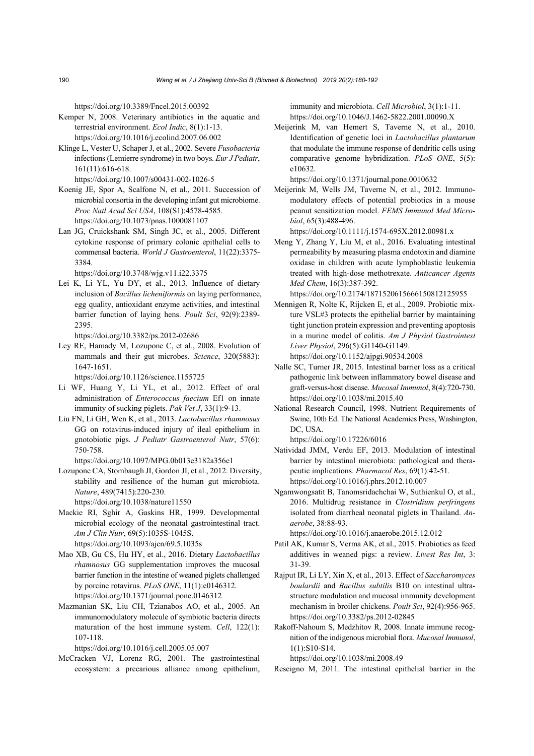https://doi.org/10.3389/Fncel.2015.00392

Kemper N, 2008. Veterinary antibiotics in the aquatic and terrestrial environment. *Ecol Indic*, 8(1):1-13. https://doi.org/10.1016/j.ecolind.2007.06.002

Klinge L, Vester U, Schaper J, et al., 2002. Severe *Fusobacteria* infections (Lemierre syndrome) in two boys. *Eur J Pediatr*, 161(11):616-618. https://doi.org/10.1007/s00431-002-1026-5

Koenig JE, Spor A, Scalfone N, et al., 2011. Succession of microbial consortia in the developing infant gut microbiome. *Proc Natl Acad Sci USA*, 108(S1):4578-4585. https://doi.org/10.1073/pnas.1000081107

Lan JG, Cruickshank SM, Singh JC, et al., 2005. Different cytokine response of primary colonic epithelial cells to commensal bacteria. *World J Gastroenterol*, 11(22):3375-3384. https://doi.org/10.3748/wjg.v11.i22.3375

Lei K, Li YL, Yu DY, et al., 2013. Influence of dietary inclusion of *Bacillus licheniformis* on laying performance, egg quality, antioxidant enzyme activities, and intestinal barrier function of laying hens. *Poult Sci*, 92(9):2389-2395. https://doi.org/10.3382/ps.2012-02686

Ley RE, Hamady M, Lozupone C, et al., 2008. Evolution of mammals and their gut microbes. *Science*, 320(5883): 1647-1651. https://doi.org/10.1126/science.1155725

Li WF, Huang Y, Li YL, et al., 2012. Effect of oral administration of *Enterococcus faecium* Ef1 on innate immunity of sucking piglets. *Pak Vet J*, 33(1):9-13.

Liu FN, Li GH, Wen K, et al., 2013. *Lactobacillus rhamnosus* GG on rotavirus-induced injury of ileal epithelium in gnotobiotic pigs. *J Pediatr Gastroenterol Nutr*, 57(6): 750-758. https://doi.org/10.1097/MPG.0b013e3182a356e1

Lozupone CA, Stombaugh JI, Gordon JI, et al., 2012. Diversity, stability and resilience of the human gut microbiota. *Nature*, 489(7415):220-230. https://doi.org/10.1038/nature11550

Mackie RI, Sghir A, Gaskins HR, 1999. Developmental microbial ecology of the neonatal gastrointestinal tract. *Am J Clin Nutr*, 69(5):1035S-1045S. https://doi.org/10.1093/ajcn/69.5.1035s

Mao XB, Gu CS, Hu HY, et al., 2016. Dietary *Lactobacillus rhamnosus* GG supplementation improves the mucosal barrier function in the intestine of weaned piglets challenged by porcine rotavirus. *PLoS ONE*, 11(1):e0146312. https://doi.org/10.1371/journal.pone.0146312

Mazmanian SK, Liu CH, Tzianabos AO, et al., 2005. An immunomodulatory molecule of symbiotic bacteria directs maturation of the host immune system. *Cell*, 122(1): 107-118. https://doi.org/10.1016/j.cell.2005.05.007

McCracken VJ, Lorenz RG, 2001. The gastrointestinal ecosystem: a precarious alliance among epithelium, immunity and microbiota. *Cell Microbiol*, 3(1):1-11. https://doi.org/10.1046/J.1462-5822.2001.00090.X

Meijerink M, van Hemert S, Taverne N, et al., 2010. Identification of genetic loci in *Lactobacillus plantarum* that modulate the immune response of dendritic cells using comparative genome hybridization. *PLoS ONE*, 5(5): e10632. https://doi.org/10.1371/journal.pone.0010632

Meijerink M, Wells JM, Taverne N, et al., 2012. Immunomodulatory effects of potential probiotics in a mouse peanut sensitization model. *FEMS Immunol Med Microbiol*, 65(3):488-496. https://doi.org/10.1111/j.1574-695X.2012.00981.x

Meng Y, Zhang Y, Liu M, et al., 2016. Evaluating intestinal permeability by measuring plasma endotoxin and diamine oxidase in children with acute lymphoblastic leukemia treated with high-dose methotrexate. *Anticancer Agents Med Chem*, 16(3):387-392. https://doi.org/10.2174/1871520615666150812125955

Mennigen R, Nolte K, Rijcken E, et al., 2009. Probiotic mixture VSL#3 protects the epithelial barrier by maintaining tight junction protein expression and preventing apoptosis in a murine model of colitis. *Am J Physiol Gastrointest Liver Physiol*, 296(5):G1140-G1149. https://doi.org/10.1152/ajpgi.90534.2008

Nalle SC, Turner JR, 2015. Intestinal barrier loss as a critical pathogenic link between inflammatory bowel disease and graft-versus-host disease. *Mucosal Immunol*, 8(4):720-730. https://doi.org/10.1038/mi.2015.40

National Research Council, 1998. Nutrient Requirements of Swine, 10th Ed. The National Academies Press, Washington, DC, USA. https://doi.org/10.17226/6016

Natividad JMM, Verdu EF, 2013. Modulation of intestinal barrier by intestinal microbiota: pathological and therapeutic implications. *Pharmacol Res*, 69(1):42-51. https://doi.org/10.1016/j.phrs.2012.10.007

Ngamwongsatit B, Tanomsridachchai W, Suthienkul O, et al., 2016. Multidrug resistance in *Clostridium perfringens* isolated from diarrheal neonatal piglets in Thailand. *Anaerobe*, 38:88-93. https://doi.org/10.1016/j.anaerobe.2015.12.012

Patil AK, Kumar S, Verma AK, et al., 2015. Probiotics as feed additives in weaned pigs: a review. *Livest Res Int*, 3: 31-39.

Rajput IR, Li LY, Xin X, et al., 2013. Effect of *Saccharomyces boulardii* and *Bacillus subtilis* B10 on intestinal ultrastructure modulation and mucosal immunity development mechanism in broiler chickens. *Poult Sci*, 92(4):956-965. https://doi.org/10.3382/ps.2012-02845

Rakoff-Nahoum S, Medzhitov R, 2008. Innate immune recognition of the indigenous microbial flora. *Mucosal Immunol*, 1(1):S10-S14. https://doi.org/10.1038/mi.2008.49

Rescigno M, 2011. The intestinal epithelial barrier in the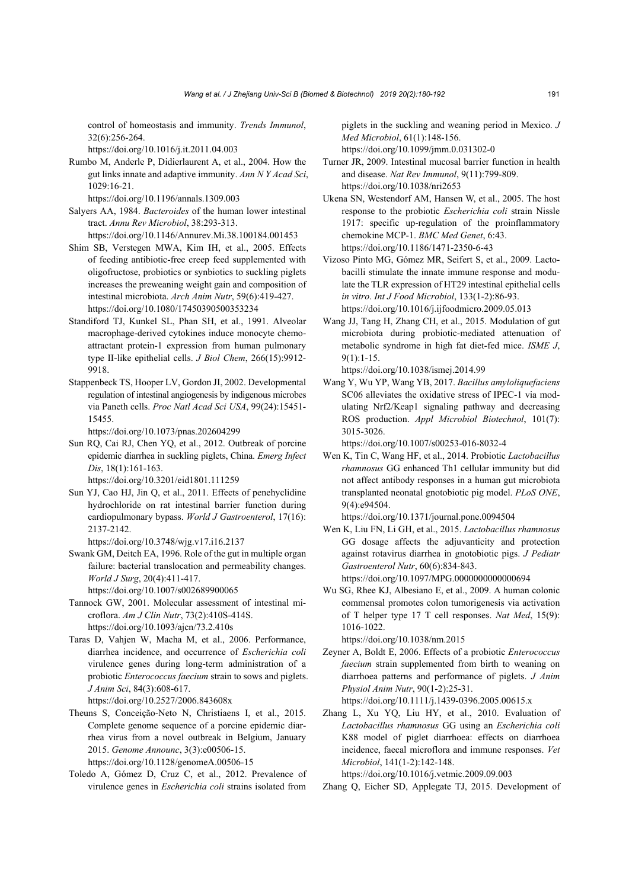control of homeostasis and immunity. *Trends Immunol*, 32(6):256-264.
https://doi.org/10.1016/j.it.2011.04.003

Rumbo M, Anderle P, Didierlaurent A, et al., 2004. How the gut links innate and adaptive immunity. *Ann N Y Acad Sci*, 1029:16-21.
https://doi.org/10.1196/annals.1309.003

Salyers AA, 1984. *Bacteroides* of the human lower intestinal tract. *Annu Rev Microbiol*, 38:293-313.
https://doi.org/10.1146/Annurev.Mi.38.100184.001453

Shim SB, Verstegen MWA, Kim IH, et al., 2005. Effects of feeding antibiotic-free creep feed supplemented with oligofructose, probiotics or synbiotics to suckling piglets increases the preweaning weight gain and composition of intestinal microbiota. *Arch Anim Nutr*, 59(6):419-427.
https://doi.org/10.1080/17450390500353234

Standiford TJ, Kunkel SL, Phan SH, et al., 1991. Alveolar macrophage-derived cytokines induce monocyte chemoattractant protein-1 expression from human pulmonary type II-like epithelial cells. *J Biol Chem*, 266(15):9912-9918.

Stappenbeck TS, Hooper LV, Gordon JI, 2002. Developmental regulation of intestinal angiogenesis by indigenous microbes via Paneth cells. *Proc Natl Acad Sci USA*, 99(24):15451-15455.
https://doi.org/10.1073/pnas.202604299

Sun RQ, Cai RJ, Chen YQ, et al., 2012. Outbreak of porcine epidemic diarrhea in suckling piglets, China. *Emerg Infect Dis*, 18(1):161-163.
https://doi.org/10.3201/eid1801.111259

Sun YJ, Cao HJ, Jin Q, et al., 2011. Effects of penehyclidine hydrochloride on rat intestinal barrier function during cardiopulmonary bypass. *World J Gastroenterol*, 17(16): 2137-2142.
https://doi.org/10.3748/wjg.v17.i16.2137

Swank GM, Deitch EA, 1996. Role of the gut in multiple organ failure: bacterial translocation and permeability changes. *World J Surg*, 20(4):411-417.
https://doi.org/10.1007/s002689900065

Tannock GW, 2001. Molecular assessment of intestinal microflora. *Am J Clin Nutr*, 73(2):410S-414S.
https://doi.org/10.1093/ajcn/73.2.410s

Taras D, Vahjen W, Macha M, et al., 2006. Performance, diarrhea incidence, and occurrence of *Escherichia coli* virulence genes during long-term administration of a probiotic *Enterococcus faecium* strain to sows and piglets. *J Anim Sci*, 84(3):608-617.
https://doi.org/10.2527/2006.843608x

Theuns S, Conceição-Neto N, Christiaens I, et al., 2015. Complete genome sequence of a porcine epidemic diarrhea virus from a novel outbreak in Belgium, January 2015. *Genome Announc*, 3(3):e00506-15.
https://doi.org/10.1128/genomeA.00506-15

Toledo A, Gómez D, Cruz C, et al., 2012. Prevalence of virulence genes in *Escherichia coli* strains isolated from piglets in the suckling and weaning period in Mexico. *J Med Microbiol*, 61(1):148-156.
https://doi.org/10.1099/jmm.0.031302-0

Turner JR, 2009. Intestinal mucosal barrier function in health and disease. *Nat Rev Immunol*, 9(11):799-809.
https://doi.org/10.1038/nri2653

Ukena SN, Westendorf AM, Hansen W, et al., 2005. The host response to the probiotic *Escherichia coli* strain Nissle 1917: specific up-regulation of the proinflammatory chemokine MCP-1. *BMC Med Genet*, 6:43.
https://doi.org/10.1186/1471-2350-6-43

Vizoso Pinto MG, Gómez MR, Seifert S, et al., 2009. Lactobacilli stimulate the innate immune response and modulate the TLR expression of HT29 intestinal epithelial cells *in vitro*. *Int J Food Microbiol*, 133(1-2):86-93.
https://doi.org/10.1016/j.ijfoodmicro.2009.05.013

Wang JJ, Tang H, Zhang CH, et al., 2015. Modulation of gut microbiota during probiotic-mediated attenuation of metabolic syndrome in high fat diet-fed mice. *ISME J*, 9(1):1-15.
https://doi.org/10.1038/ismej.2014.99

Wang Y, Wu YP, Wang YB, 2017. *Bacillus amyloliquefaciens* SC06 alleviates the oxidative stress of IPEC-1 via modulating Nrf2/Keap1 signaling pathway and decreasing ROS production. *Appl Microbiol Biotechnol*, 101(7): 3015-3026.
https://doi.org/10.1007/s00253-016-8032-4

Wen K, Tin C, Wang HF, et al., 2014. Probiotic *Lactobacillus rhamnosus* GG enhanced Th1 cellular immunity but did not affect antibody responses in a human gut microbiota transplanted neonatal gnotobiotic pig model. *PLoS ONE*, 9(4):e94504.
https://doi.org/10.1371/journal.pone.0094504

Wen K, Liu FN, Li GH, et al., 2015. *Lactobacillus rhamnosus* GG dosage affects the adjuvanticity and protection against rotavirus diarrhea in gnotobiotic pigs. *J Pediatr Gastroenterol Nutr*, 60(6):834-843.
https://doi.org/10.1097/MPG.0000000000000694

Wu SG, Rhee KJ, Albesiano E, et al., 2009. A human colonic commensal promotes colon tumorigenesis via activation of T helper type 17 T cell responses. *Nat Med*, 15(9): 1016-1022.
https://doi.org/10.1038/nm.2015

Zeyner A, Boldt E, 2006. Effects of a probiotic *Enterococcus faecium* strain supplemented from birth to weaning on diarrhoea patterns and performance of piglets. *J Anim Physiol Anim Nutr*, 90(1-2):25-31.
https://doi.org/10.1111/j.1439-0396.2005.00615.x

Zhang L, Xu YQ, Liu HY, et al., 2010. Evaluation of *Lactobacillus rhamnosus* GG using an *Escherichia coli* K88 model of piglet diarrhoea: effects on diarrhoea incidence, faecal microflora and immune responses. *Vet Microbiol*, 141(1-2):142-148.
https://doi.org/10.1016/j.vetmic.2009.09.003

Zhang Q, Eicher SD, Applegate TJ, 2015. Development of